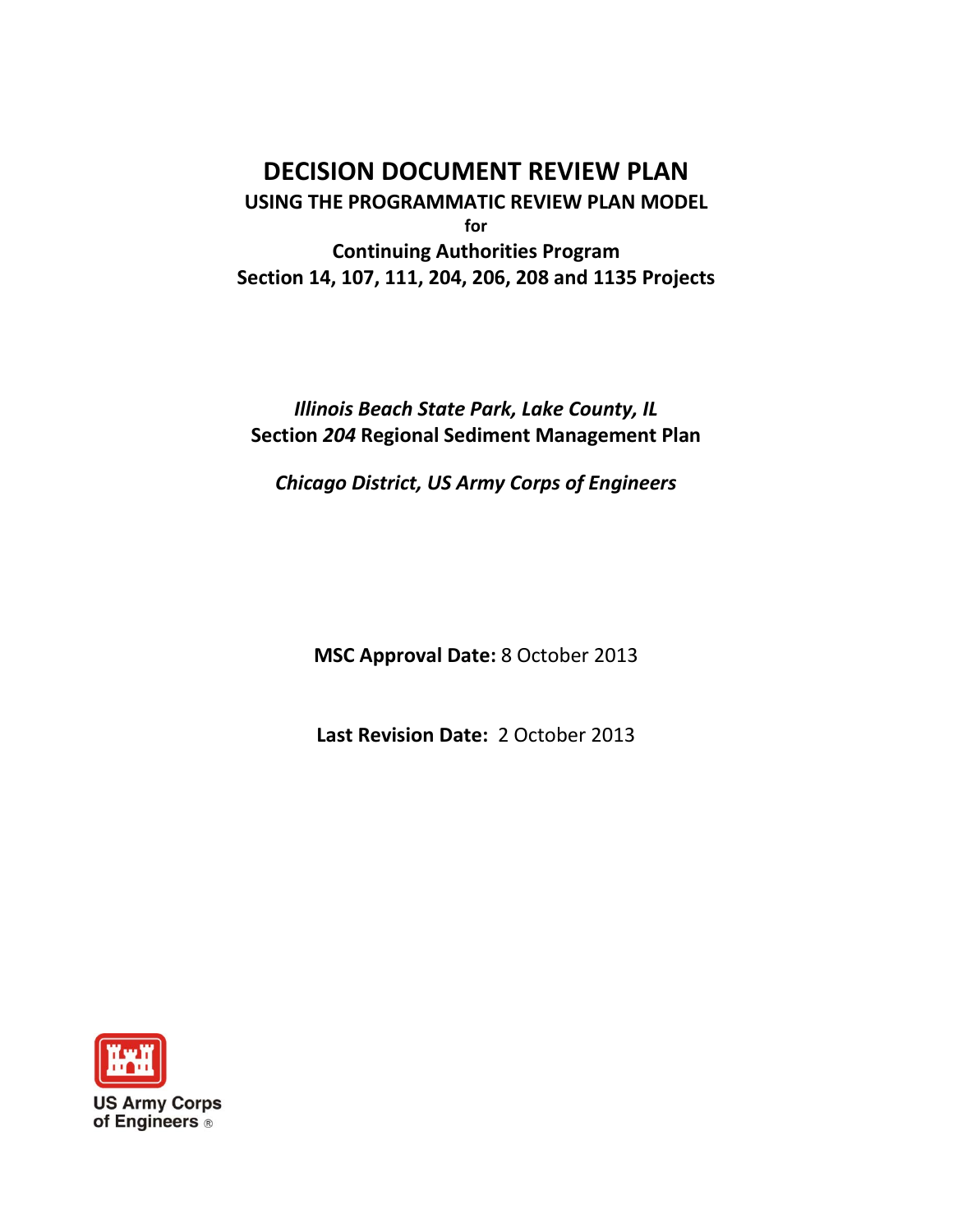# DECISION DOCUMENT REVIEW PLAN

## USING THE PROGRAMMATIC REVIEW PLAN MODEL

**for**

**Continuing Authorities Program**
**Section 14, 107, 111, 204, 206, 208 and 1135 Projects**

***Illinois Beach State Park, Lake County, IL***
**Section *204* Regional Sediment Management Plan**

***Chicago District, US Army Corps of Engineers***

**MSC Approval Date:** 8 October 2013

**Last Revision Date:** 2 October 2013

US Army Corps of Engineers ®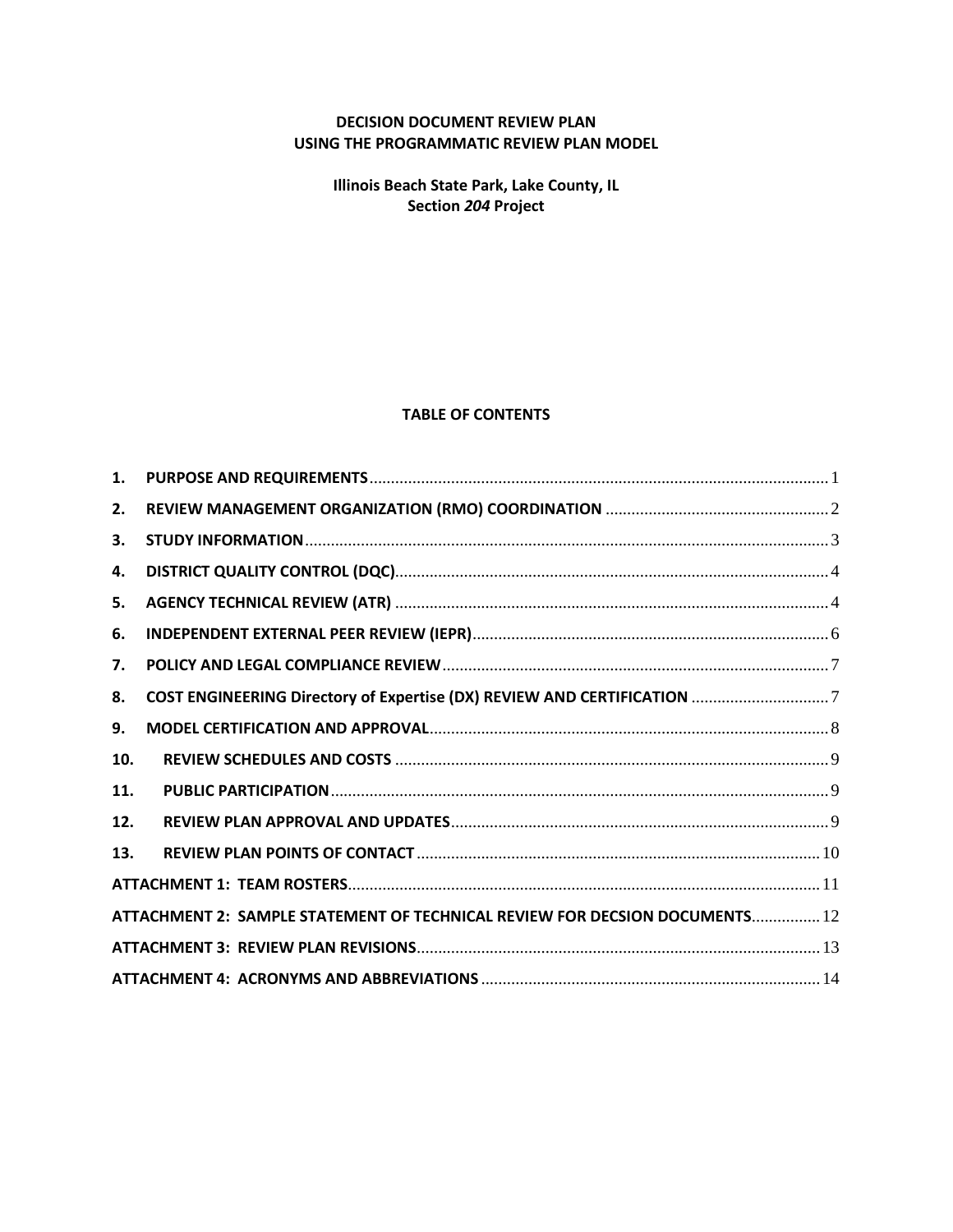**DECISION DOCUMENT REVIEW PLAN**
**USING THE PROGRAMMATIC REVIEW PLAN MODEL**

**Illinois Beach State Park, Lake County, IL**
**Section *204* Project**

## TABLE OF CONTENTS

| | | |
|---|---|---|
| **1.** | **PURPOSE AND REQUIREMENTS** | 1 |
| **2.** | **REVIEW MANAGEMENT ORGANIZATION (RMO) COORDINATION** | 2 |
| **3.** | **STUDY INFORMATION** | 3 |
| **4.** | **DISTRICT QUALITY CONTROL (DQC)** | 4 |
| **5.** | **AGENCY TECHNICAL REVIEW (ATR)** | 4 |
| **6.** | **INDEPENDENT EXTERNAL PEER REVIEW (IEPR)** | 6 |
| **7.** | **POLICY AND LEGAL COMPLIANCE REVIEW** | 7 |
| **8.** | **COST ENGINEERING Directory of Expertise (DX) REVIEW AND CERTIFICATION** | 7 |
| **9.** | **MODEL CERTIFICATION AND APPROVAL** | 8 |
| **10.** | **REVIEW SCHEDULES AND COSTS** | 9 |
| **11.** | **PUBLIC PARTICIPATION** | 9 |
| **12.** | **REVIEW PLAN APPROVAL AND UPDATES** | 9 |
| **13.** | **REVIEW PLAN POINTS OF CONTACT** | 10 |
| | **ATTACHMENT 1: TEAM ROSTERS** | 11 |
| | **ATTACHMENT 2: SAMPLE STATEMENT OF TECHNICAL REVIEW FOR DECSION DOCUMENTS** | 12 |
| | **ATTACHMENT 3: REVIEW PLAN REVISIONS** | 13 |
| | **ATTACHMENT 4: ACRONYMS AND ABBREVIATIONS** | 14 |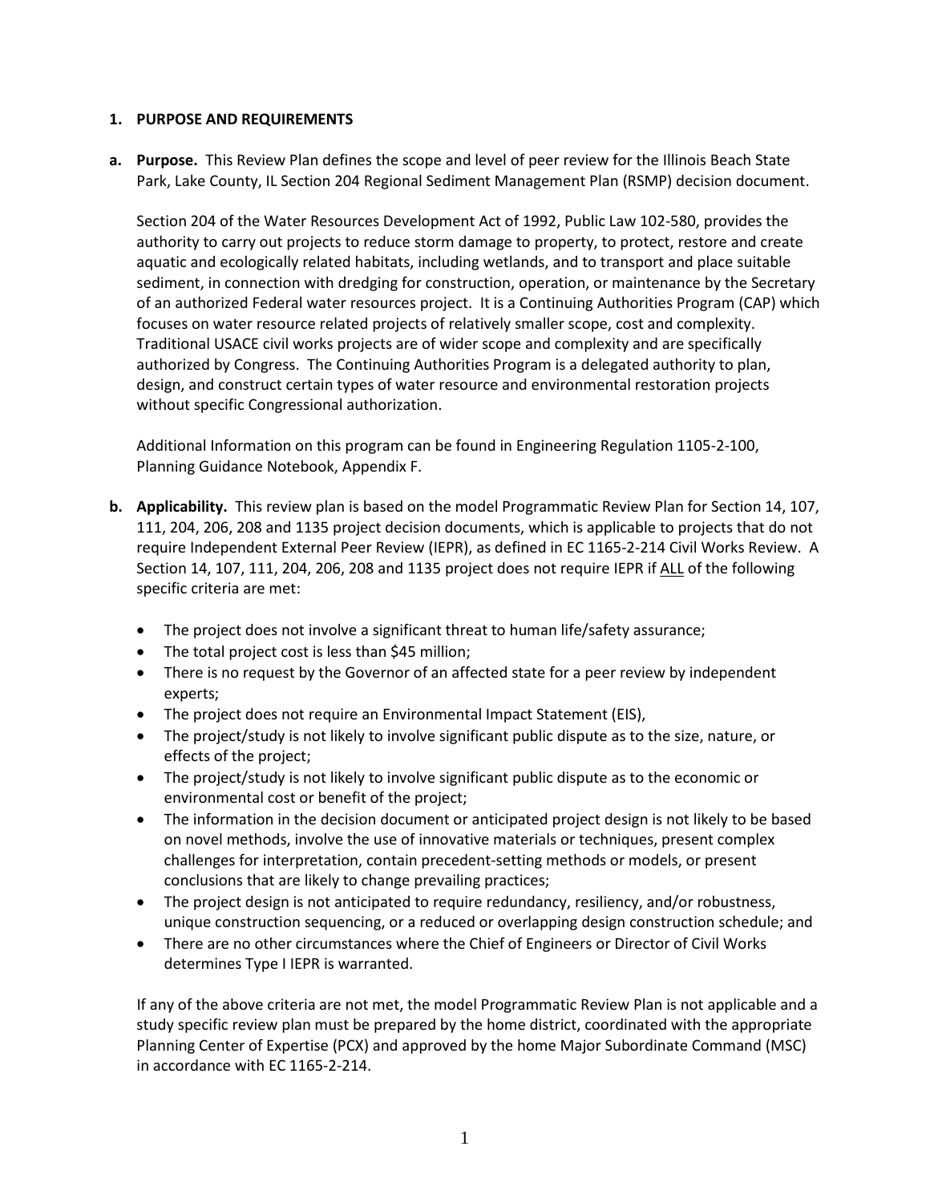# 1. PURPOSE AND REQUIREMENTS

**a. Purpose.** This Review Plan defines the scope and level of peer review for the Illinois Beach State Park, Lake County, IL Section 204 Regional Sediment Management Plan (RSMP) decision document.

Section 204 of the Water Resources Development Act of 1992, Public Law 102-580, provides the authority to carry out projects to reduce storm damage to property, to protect, restore and create aquatic and ecologically related habitats, including wetlands, and to transport and place suitable sediment, in connection with dredging for construction, operation, or maintenance by the Secretary of an authorized Federal water resources project. It is a Continuing Authorities Program (CAP) which focuses on water resource related projects of relatively smaller scope, cost and complexity. Traditional USACE civil works projects are of wider scope and complexity and are specifically authorized by Congress. The Continuing Authorities Program is a delegated authority to plan, design, and construct certain types of water resource and environmental restoration projects without specific Congressional authorization.

Additional Information on this program can be found in Engineering Regulation 1105-2-100, Planning Guidance Notebook, Appendix F.

**b. Applicability.** This review plan is based on the model Programmatic Review Plan for Section 14, 107, 111, 204, 206, 208 and 1135 project decision documents, which is applicable to projects that do not require Independent External Peer Review (IEPR), as defined in EC 1165-2-214 Civil Works Review. A Section 14, 107, 111, 204, 206, 208 and 1135 project does not require IEPR if <u>ALL</u> of the following specific criteria are met:

- The project does not involve a significant threat to human life/safety assurance;
- The total project cost is less than $45 million;
- There is no request by the Governor of an affected state for a peer review by independent experts;
- The project does not require an Environmental Impact Statement (EIS),
- The project/study is not likely to involve significant public dispute as to the size, nature, or effects of the project;
- The project/study is not likely to involve significant public dispute as to the economic or environmental cost or benefit of the project;
- The information in the decision document or anticipated project design is not likely to be based on novel methods, involve the use of innovative materials or techniques, present complex challenges for interpretation, contain precedent-setting methods or models, or present conclusions that are likely to change prevailing practices;
- The project design is not anticipated to require redundancy, resiliency, and/or robustness, unique construction sequencing, or a reduced or overlapping design construction schedule; and
- There are no other circumstances where the Chief of Engineers or Director of Civil Works determines Type I IEPR is warranted.

If any of the above criteria are not met, the model Programmatic Review Plan is not applicable and a study specific review plan must be prepared by the home district, coordinated with the appropriate Planning Center of Expertise (PCX) and approved by the home Major Subordinate Command (MSC) in accordance with EC 1165-2-214.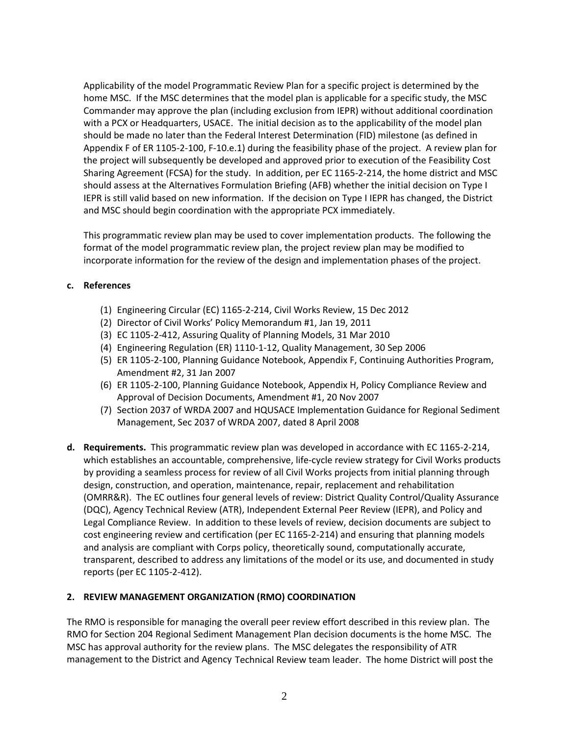Applicability of the model Programmatic Review Plan for a specific project is determined by the home MSC. If the MSC determines that the model plan is applicable for a specific study, the MSC Commander may approve the plan (including exclusion from IEPR) without additional coordination with a PCX or Headquarters, USACE. The initial decision as to the applicability of the model plan should be made no later than the Federal Interest Determination (FID) milestone (as defined in Appendix F of ER 1105-2-100, F-10.e.1) during the feasibility phase of the project. A review plan for the project will subsequently be developed and approved prior to execution of the Feasibility Cost Sharing Agreement (FCSA) for the study. In addition, per EC 1165-2-214, the home district and MSC should assess at the Alternatives Formulation Briefing (AFB) whether the initial decision on Type I IEPR is still valid based on new information. If the decision on Type I IEPR has changed, the District and MSC should begin coordination with the appropriate PCX immediately.

This programmatic review plan may be used to cover implementation products. The following the format of the model programmatic review plan, the project review plan may be modified to incorporate information for the review of the design and implementation phases of the project.

**c. References**

(1) Engineering Circular (EC) 1165-2-214, Civil Works Review, 15 Dec 2012
(2) Director of Civil Works' Policy Memorandum #1, Jan 19, 2011
(3) EC 1105-2-412, Assuring Quality of Planning Models, 31 Mar 2010
(4) Engineering Regulation (ER) 1110-1-12, Quality Management, 30 Sep 2006
(5) ER 1105-2-100, Planning Guidance Notebook, Appendix F, Continuing Authorities Program, Amendment #2, 31 Jan 2007
(6) ER 1105-2-100, Planning Guidance Notebook, Appendix H, Policy Compliance Review and Approval of Decision Documents, Amendment #1, 20 Nov 2007
(7) Section 2037 of WRDA 2007 and HQUSACE Implementation Guidance for Regional Sediment Management, Sec 2037 of WRDA 2007, dated 8 April 2008

**d. Requirements.** This programmatic review plan was developed in accordance with EC 1165-2-214, which establishes an accountable, comprehensive, life-cycle review strategy for Civil Works products by providing a seamless process for review of all Civil Works projects from initial planning through design, construction, and operation, maintenance, repair, replacement and rehabilitation (OMRR&R). The EC outlines four general levels of review: District Quality Control/Quality Assurance (DQC), Agency Technical Review (ATR), Independent External Peer Review (IEPR), and Policy and Legal Compliance Review. In addition to these levels of review, decision documents are subject to cost engineering review and certification (per EC 1165-2-214) and ensuring that planning models and analysis are compliant with Corps policy, theoretically sound, computationally accurate, transparent, described to address any limitations of the model or its use, and documented in study reports (per EC 1105-2-412).

## 2. REVIEW MANAGEMENT ORGANIZATION (RMO) COORDINATION

The RMO is responsible for managing the overall peer review effort described in this review plan. The RMO for Section 204 Regional Sediment Management Plan decision documents is the home MSC. The MSC has approval authority for the review plans. The MSC delegates the responsibility of ATR management to the District and Agency Technical Review team leader. The home District will post the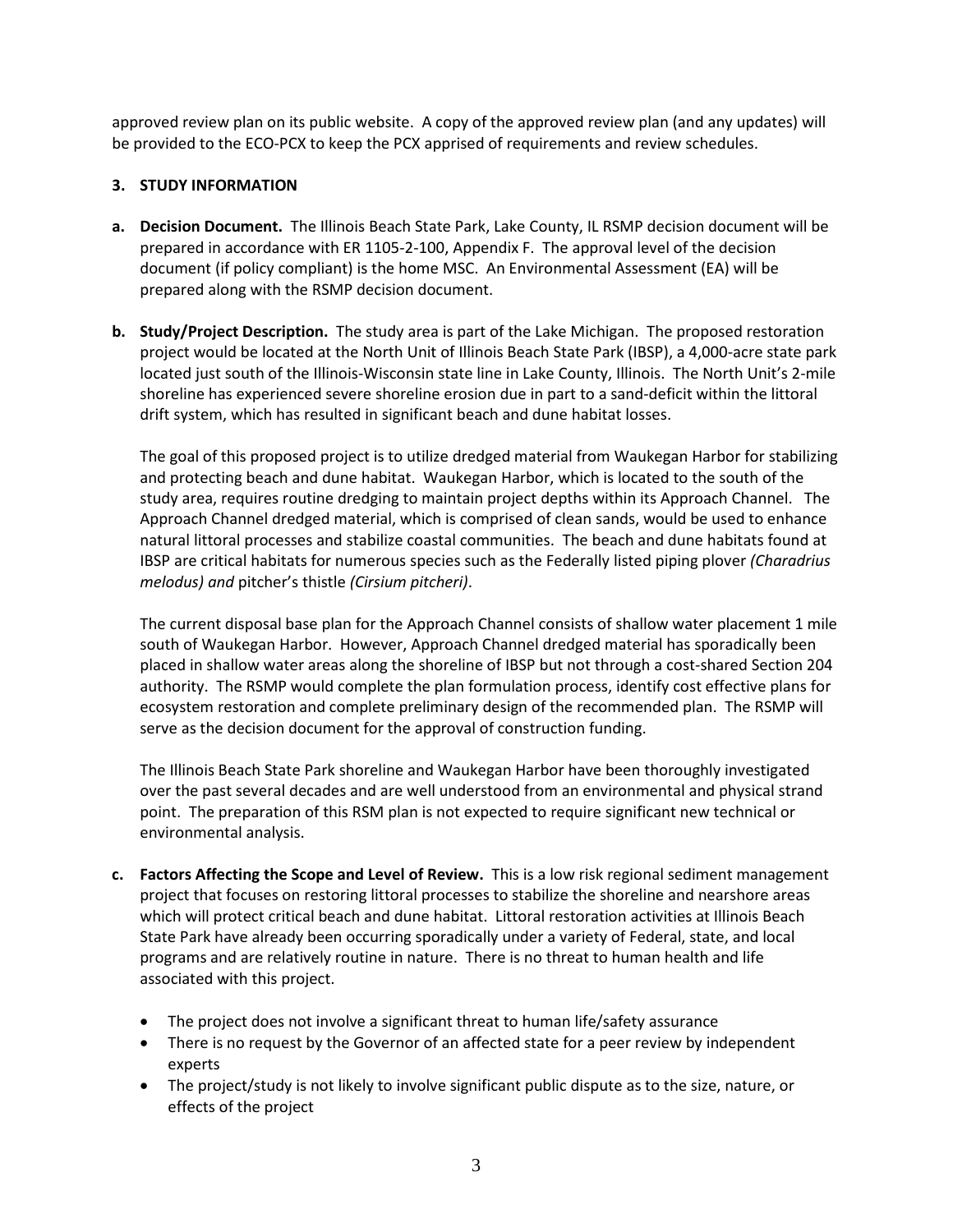approved review plan on its public website. A copy of the approved review plan (and any updates) will be provided to the ECO-PCX to keep the PCX apprised of requirements and review schedules.

## 3. STUDY INFORMATION

**a. Decision Document.** The Illinois Beach State Park, Lake County, IL RSMP decision document will be prepared in accordance with ER 1105-2-100, Appendix F. The approval level of the decision document (if policy compliant) is the home MSC. An Environmental Assessment (EA) will be prepared along with the RSMP decision document.

**b. Study/Project Description.** The study area is part of the Lake Michigan. The proposed restoration project would be located at the North Unit of Illinois Beach State Park (IBSP), a 4,000-acre state park located just south of the Illinois-Wisconsin state line in Lake County, Illinois. The North Unit's 2-mile shoreline has experienced severe shoreline erosion due in part to a sand-deficit within the littoral drift system, which has resulted in significant beach and dune habitat losses.

The goal of this proposed project is to utilize dredged material from Waukegan Harbor for stabilizing and protecting beach and dune habitat. Waukegan Harbor, which is located to the south of the study area, requires routine dredging to maintain project depths within its Approach Channel. The Approach Channel dredged material, which is comprised of clean sands, would be used to enhance natural littoral processes and stabilize coastal communities. The beach and dune habitats found at IBSP are critical habitats for numerous species such as the Federally listed piping plover *(Charadrius melodus) and* pitcher's thistle *(Cirsium pitcheri)*.

The current disposal base plan for the Approach Channel consists of shallow water placement 1 mile south of Waukegan Harbor. However, Approach Channel dredged material has sporadically been placed in shallow water areas along the shoreline of IBSP but not through a cost-shared Section 204 authority. The RSMP would complete the plan formulation process, identify cost effective plans for ecosystem restoration and complete preliminary design of the recommended plan. The RSMP will serve as the decision document for the approval of construction funding.

The Illinois Beach State Park shoreline and Waukegan Harbor have been thoroughly investigated over the past several decades and are well understood from an environmental and physical strand point. The preparation of this RSM plan is not expected to require significant new technical or environmental analysis.

**c. Factors Affecting the Scope and Level of Review.** This is a low risk regional sediment management project that focuses on restoring littoral processes to stabilize the shoreline and nearshore areas which will protect critical beach and dune habitat. Littoral restoration activities at Illinois Beach State Park have already been occurring sporadically under a variety of Federal, state, and local programs and are relatively routine in nature. There is no threat to human health and life associated with this project.

- The project does not involve a significant threat to human life/safety assurance
- There is no request by the Governor of an affected state for a peer review by independent experts
- The project/study is not likely to involve significant public dispute as to the size, nature, or effects of the project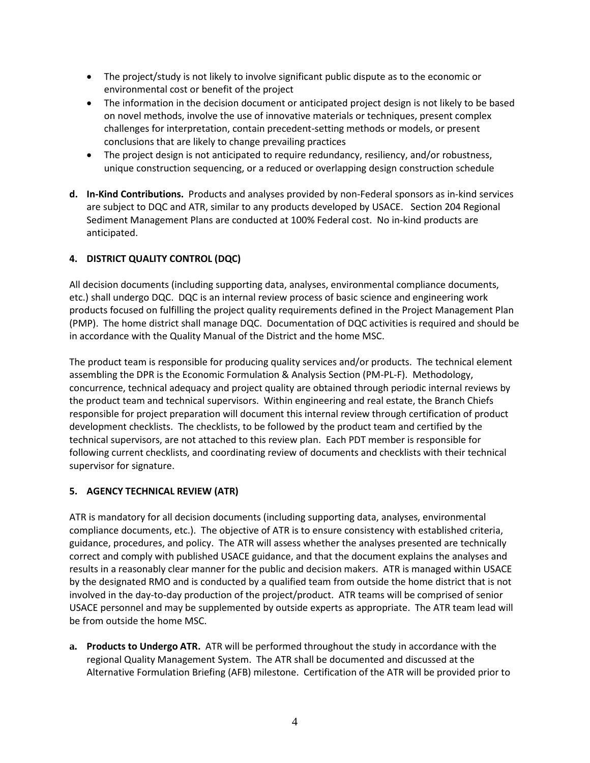- The project/study is not likely to involve significant public dispute as to the economic or environmental cost or benefit of the project
- The information in the decision document or anticipated project design is not likely to be based on novel methods, involve the use of innovative materials or techniques, present complex challenges for interpretation, contain precedent-setting methods or models, or present conclusions that are likely to change prevailing practices
- The project design is not anticipated to require redundancy, resiliency, and/or robustness, unique construction sequencing, or a reduced or overlapping design construction schedule

**d. In-Kind Contributions.** Products and analyses provided by non-Federal sponsors as in-kind services are subject to DQC and ATR, similar to any products developed by USACE. Section 204 Regional Sediment Management Plans are conducted at 100% Federal cost. No in-kind products are anticipated.

## 4. DISTRICT QUALITY CONTROL (DQC)

All decision documents (including supporting data, analyses, environmental compliance documents, etc.) shall undergo DQC. DQC is an internal review process of basic science and engineering work products focused on fulfilling the project quality requirements defined in the Project Management Plan (PMP). The home district shall manage DQC. Documentation of DQC activities is required and should be in accordance with the Quality Manual of the District and the home MSC.

The product team is responsible for producing quality services and/or products. The technical element assembling the DPR is the Economic Formulation & Analysis Section (PM-PL-F). Methodology, concurrence, technical adequacy and project quality are obtained through periodic internal reviews by the product team and technical supervisors. Within engineering and real estate, the Branch Chiefs responsible for project preparation will document this internal review through certification of product development checklists. The checklists, to be followed by the product team and certified by the technical supervisors, are not attached to this review plan. Each PDT member is responsible for following current checklists, and coordinating review of documents and checklists with their technical supervisor for signature.

## 5. AGENCY TECHNICAL REVIEW (ATR)

ATR is mandatory for all decision documents (including supporting data, analyses, environmental compliance documents, etc.). The objective of ATR is to ensure consistency with established criteria, guidance, procedures, and policy. The ATR will assess whether the analyses presented are technically correct and comply with published USACE guidance, and that the document explains the analyses and results in a reasonably clear manner for the public and decision makers. ATR is managed within USACE by the designated RMO and is conducted by a qualified team from outside the home district that is not involved in the day-to-day production of the project/product. ATR teams will be comprised of senior USACE personnel and may be supplemented by outside experts as appropriate. The ATR team lead will be from outside the home MSC.

**a. Products to Undergo ATR.** ATR will be performed throughout the study in accordance with the regional Quality Management System. The ATR shall be documented and discussed at the Alternative Formulation Briefing (AFB) milestone. Certification of the ATR will be provided prior to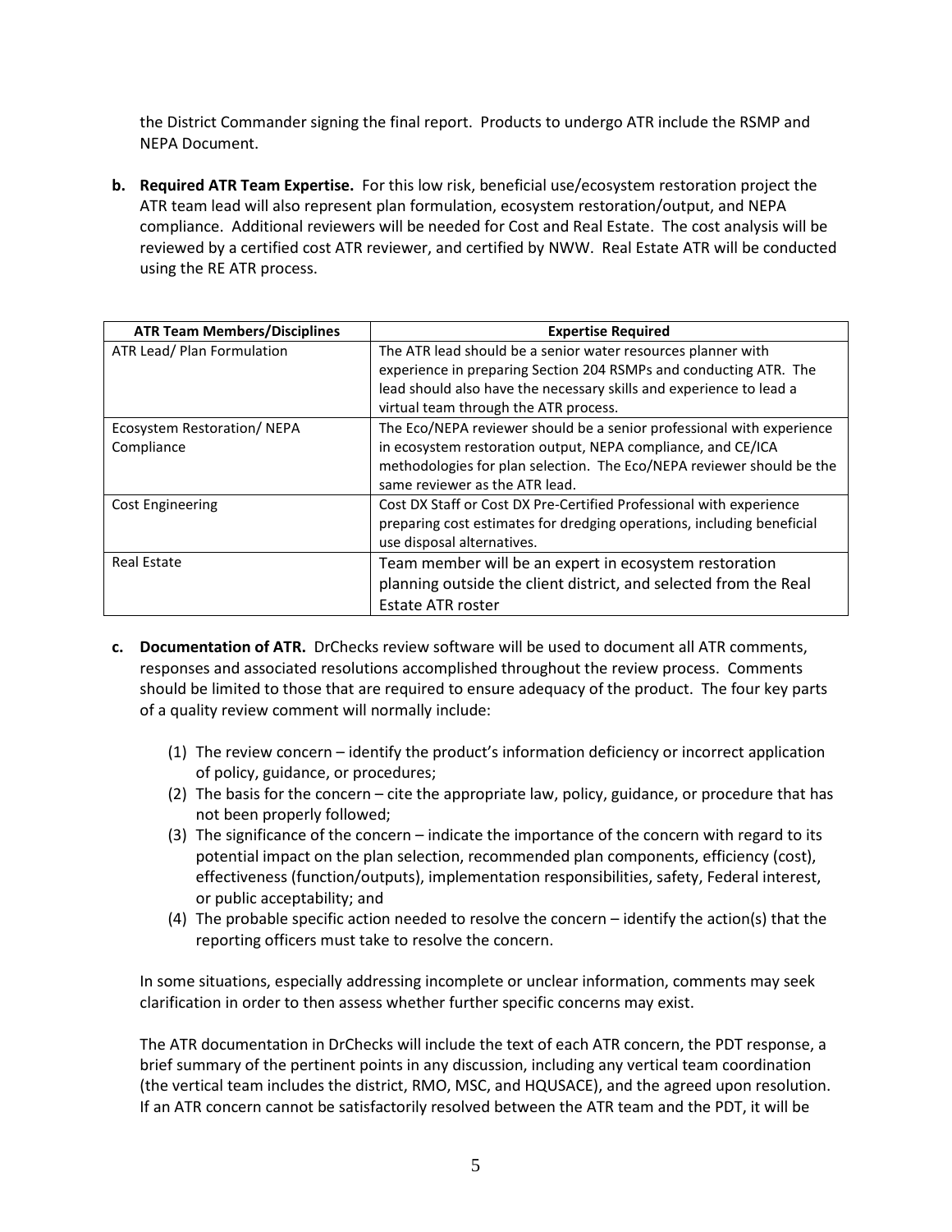the District Commander signing the final report. Products to undergo ATR include the RSMP and NEPA Document.

**b. Required ATR Team Expertise.** For this low risk, beneficial use/ecosystem restoration project the ATR team lead will also represent plan formulation, ecosystem restoration/output, and NEPA compliance. Additional reviewers will be needed for Cost and Real Estate. The cost analysis will be reviewed by a certified cost ATR reviewer, and certified by NWW. Real Estate ATR will be conducted using the RE ATR process.

| ATR Team Members/Disciplines | Expertise Required |
|---|---|
| ATR Lead/ Plan Formulation | The ATR lead should be a senior water resources planner with experience in preparing Section 204 RSMPs and conducting ATR. The lead should also have the necessary skills and experience to lead a virtual team through the ATR process. |
| Ecosystem Restoration/ NEPA Compliance | The Eco/NEPA reviewer should be a senior professional with experience in ecosystem restoration output, NEPA compliance, and CE/ICA methodologies for plan selection. The Eco/NEPA reviewer should be the same reviewer as the ATR lead. |
| Cost Engineering | Cost DX Staff or Cost DX Pre-Certified Professional with experience preparing cost estimates for dredging operations, including beneficial use disposal alternatives. |
| Real Estate | Team member will be an expert in ecosystem restoration planning outside the client district, and selected from the Real Estate ATR roster |

**c. Documentation of ATR.** DrChecks review software will be used to document all ATR comments, responses and associated resolutions accomplished throughout the review process. Comments should be limited to those that are required to ensure adequacy of the product. The four key parts of a quality review comment will normally include:

(1) The review concern – identify the product's information deficiency or incorrect application of policy, guidance, or procedures;

(2) The basis for the concern – cite the appropriate law, policy, guidance, or procedure that has not been properly followed;

(3) The significance of the concern – indicate the importance of the concern with regard to its potential impact on the plan selection, recommended plan components, efficiency (cost), effectiveness (function/outputs), implementation responsibilities, safety, Federal interest, or public acceptability; and

(4) The probable specific action needed to resolve the concern – identify the action(s) that the reporting officers must take to resolve the concern.

In some situations, especially addressing incomplete or unclear information, comments may seek clarification in order to then assess whether further specific concerns may exist.

The ATR documentation in DrChecks will include the text of each ATR concern, the PDT response, a brief summary of the pertinent points in any discussion, including any vertical team coordination (the vertical team includes the district, RMO, MSC, and HQUSACE), and the agreed upon resolution. If an ATR concern cannot be satisfactorily resolved between the ATR team and the PDT, it will be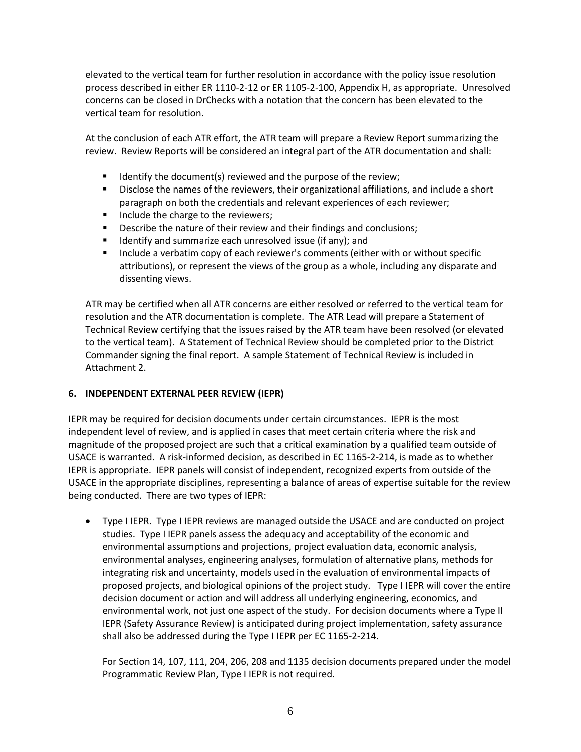elevated to the vertical team for further resolution in accordance with the policy issue resolution process described in either ER 1110-2-12 or ER 1105-2-100, Appendix H, as appropriate. Unresolved concerns can be closed in DrChecks with a notation that the concern has been elevated to the vertical team for resolution.

At the conclusion of each ATR effort, the ATR team will prepare a Review Report summarizing the review. Review Reports will be considered an integral part of the ATR documentation and shall:

- Identify the document(s) reviewed and the purpose of the review;
- Disclose the names of the reviewers, their organizational affiliations, and include a short paragraph on both the credentials and relevant experiences of each reviewer;
- Include the charge to the reviewers;
- Describe the nature of their review and their findings and conclusions;
- Identify and summarize each unresolved issue (if any); and
- Include a verbatim copy of each reviewer's comments (either with or without specific attributions), or represent the views of the group as a whole, including any disparate and dissenting views.

ATR may be certified when all ATR concerns are either resolved or referred to the vertical team for resolution and the ATR documentation is complete. The ATR Lead will prepare a Statement of Technical Review certifying that the issues raised by the ATR team have been resolved (or elevated to the vertical team). A Statement of Technical Review should be completed prior to the District Commander signing the final report. A sample Statement of Technical Review is included in Attachment 2.

## 6. INDEPENDENT EXTERNAL PEER REVIEW (IEPR)

IEPR may be required for decision documents under certain circumstances. IEPR is the most independent level of review, and is applied in cases that meet certain criteria where the risk and magnitude of the proposed project are such that a critical examination by a qualified team outside of USACE is warranted. A risk-informed decision, as described in EC 1165-2-214, is made as to whether IEPR is appropriate. IEPR panels will consist of independent, recognized experts from outside of the USACE in the appropriate disciplines, representing a balance of areas of expertise suitable for the review being conducted. There are two types of IEPR:

- Type I IEPR. Type I IEPR reviews are managed outside the USACE and are conducted on project studies. Type I IEPR panels assess the adequacy and acceptability of the economic and environmental assumptions and projections, project evaluation data, economic analysis, environmental analyses, engineering analyses, formulation of alternative plans, methods for integrating risk and uncertainty, models used in the evaluation of environmental impacts of proposed projects, and biological opinions of the project study. Type I IEPR will cover the entire decision document or action and will address all underlying engineering, economics, and environmental work, not just one aspect of the study. For decision documents where a Type II IEPR (Safety Assurance Review) is anticipated during project implementation, safety assurance shall also be addressed during the Type I IEPR per EC 1165-2-214.

  For Section 14, 107, 111, 204, 206, 208 and 1135 decision documents prepared under the model Programmatic Review Plan, Type I IEPR is not required.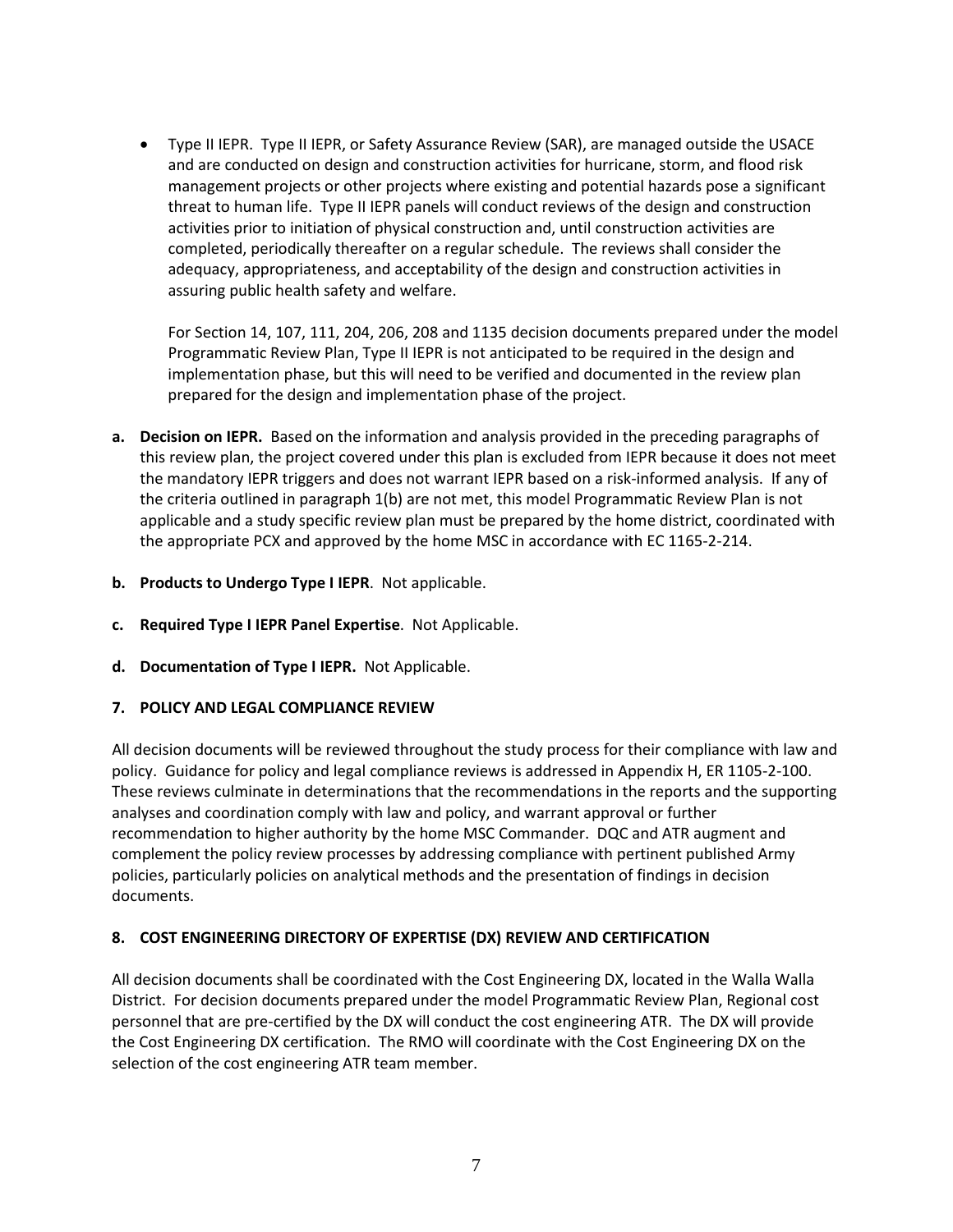- Type II IEPR. Type II IEPR, or Safety Assurance Review (SAR), are managed outside the USACE and are conducted on design and construction activities for hurricane, storm, and flood risk management projects or other projects where existing and potential hazards pose a significant threat to human life. Type II IEPR panels will conduct reviews of the design and construction activities prior to initiation of physical construction and, until construction activities are completed, periodically thereafter on a regular schedule. The reviews shall consider the adequacy, appropriateness, and acceptability of the design and construction activities in assuring public health safety and welfare.

  For Section 14, 107, 111, 204, 206, 208 and 1135 decision documents prepared under the model Programmatic Review Plan, Type II IEPR is not anticipated to be required in the design and implementation phase, but this will need to be verified and documented in the review plan prepared for the design and implementation phase of the project.

**a. Decision on IEPR.** Based on the information and analysis provided in the preceding paragraphs of this review plan, the project covered under this plan is excluded from IEPR because it does not meet the mandatory IEPR triggers and does not warrant IEPR based on a risk-informed analysis. If any of the criteria outlined in paragraph 1(b) are not met, this model Programmatic Review Plan is not applicable and a study specific review plan must be prepared by the home district, coordinated with the appropriate PCX and approved by the home MSC in accordance with EC 1165-2-214.

**b. Products to Undergo Type I IEPR**. Not applicable.

**c. Required Type I IEPR Panel Expertise**. Not Applicable.

**d. Documentation of Type I IEPR.** Not Applicable.

## 7. POLICY AND LEGAL COMPLIANCE REVIEW

All decision documents will be reviewed throughout the study process for their compliance with law and policy. Guidance for policy and legal compliance reviews is addressed in Appendix H, ER 1105-2-100. These reviews culminate in determinations that the recommendations in the reports and the supporting analyses and coordination comply with law and policy, and warrant approval or further recommendation to higher authority by the home MSC Commander. DQC and ATR augment and complement the policy review processes by addressing compliance with pertinent published Army policies, particularly policies on analytical methods and the presentation of findings in decision documents.

## 8. COST ENGINEERING DIRECTORY OF EXPERTISE (DX) REVIEW AND CERTIFICATION

All decision documents shall be coordinated with the Cost Engineering DX, located in the Walla Walla District. For decision documents prepared under the model Programmatic Review Plan, Regional cost personnel that are pre-certified by the DX will conduct the cost engineering ATR. The DX will provide the Cost Engineering DX certification. The RMO will coordinate with the Cost Engineering DX on the selection of the cost engineering ATR team member.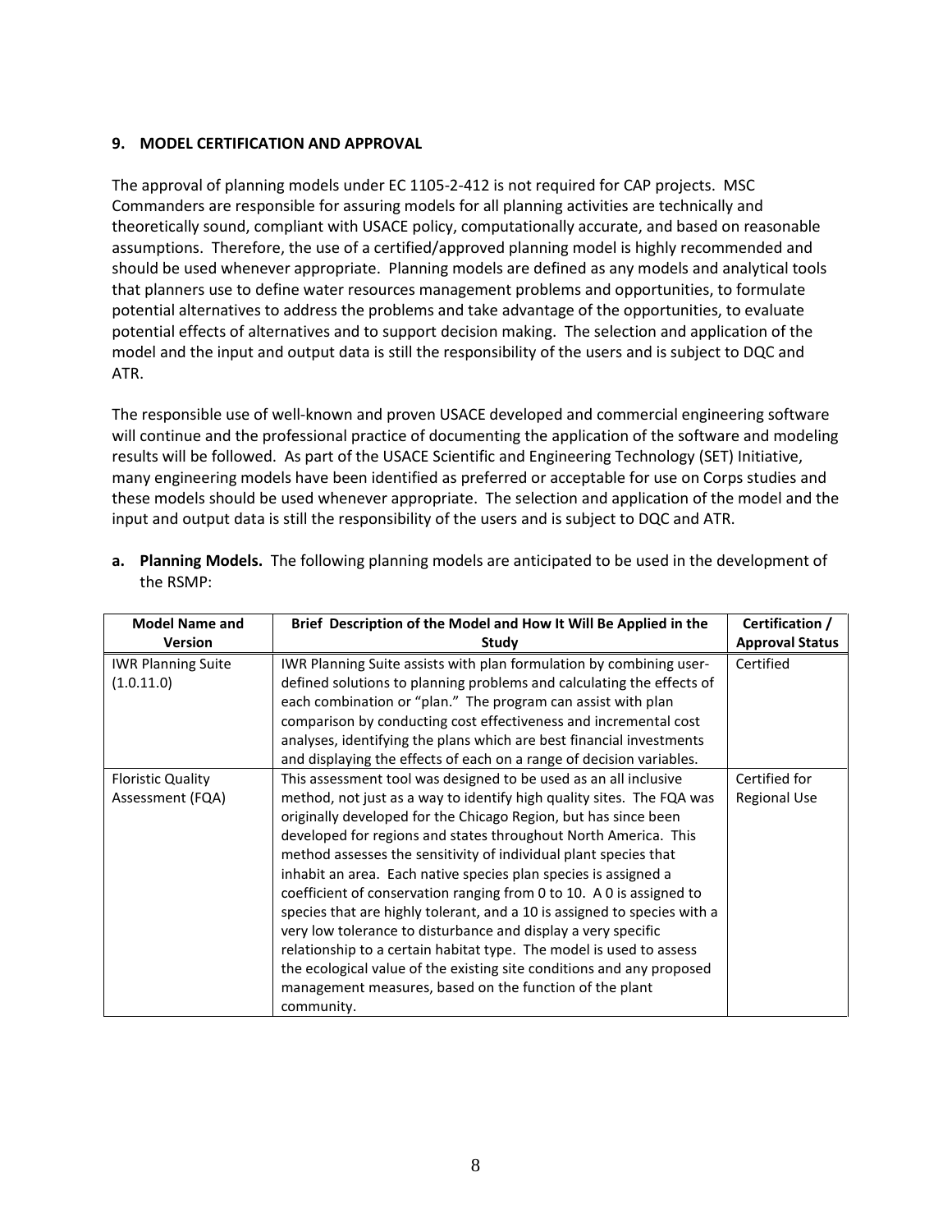## 9. MODEL CERTIFICATION AND APPROVAL

The approval of planning models under EC 1105-2-412 is not required for CAP projects. MSC Commanders are responsible for assuring models for all planning activities are technically and theoretically sound, compliant with USACE policy, computationally accurate, and based on reasonable assumptions. Therefore, the use of a certified/approved planning model is highly recommended and should be used whenever appropriate. Planning models are defined as any models and analytical tools that planners use to define water resources management problems and opportunities, to formulate potential alternatives to address the problems and take advantage of the opportunities, to evaluate potential effects of alternatives and to support decision making. The selection and application of the model and the input and output data is still the responsibility of the users and is subject to DQC and ATR.

The responsible use of well-known and proven USACE developed and commercial engineering software will continue and the professional practice of documenting the application of the software and modeling results will be followed. As part of the USACE Scientific and Engineering Technology (SET) Initiative, many engineering models have been identified as preferred or acceptable for use on Corps studies and these models should be used whenever appropriate. The selection and application of the model and the input and output data is still the responsibility of the users and is subject to DQC and ATR.

**a. Planning Models.** The following planning models are anticipated to be used in the development of the RSMP:

| Model Name and Version | Brief Description of the Model and How It Will Be Applied in the Study | Certification / Approval Status |
|---|---|---|
| IWR Planning Suite (1.0.11.0) | IWR Planning Suite assists with plan formulation by combining user-defined solutions to planning problems and calculating the effects of each combination or "plan." The program can assist with plan comparison by conducting cost effectiveness and incremental cost analyses, identifying the plans which are best financial investments and displaying the effects of each on a range of decision variables. | Certified |
| Floristic Quality Assessment (FQA) | This assessment tool was designed to be used as an all inclusive method, not just as a way to identify high quality sites. The FQA was originally developed for the Chicago Region, but has since been developed for regions and states throughout North America. This method assesses the sensitivity of individual plant species that inhabit an area. Each native species plan species is assigned a coefficient of conservation ranging from 0 to 10. A 0 is assigned to species that are highly tolerant, and a 10 is assigned to species with a very low tolerance to disturbance and display a very specific relationship to a certain habitat type. The model is used to assess the ecological value of the existing site conditions and any proposed management measures, based on the function of the plant community. | Certified for Regional Use |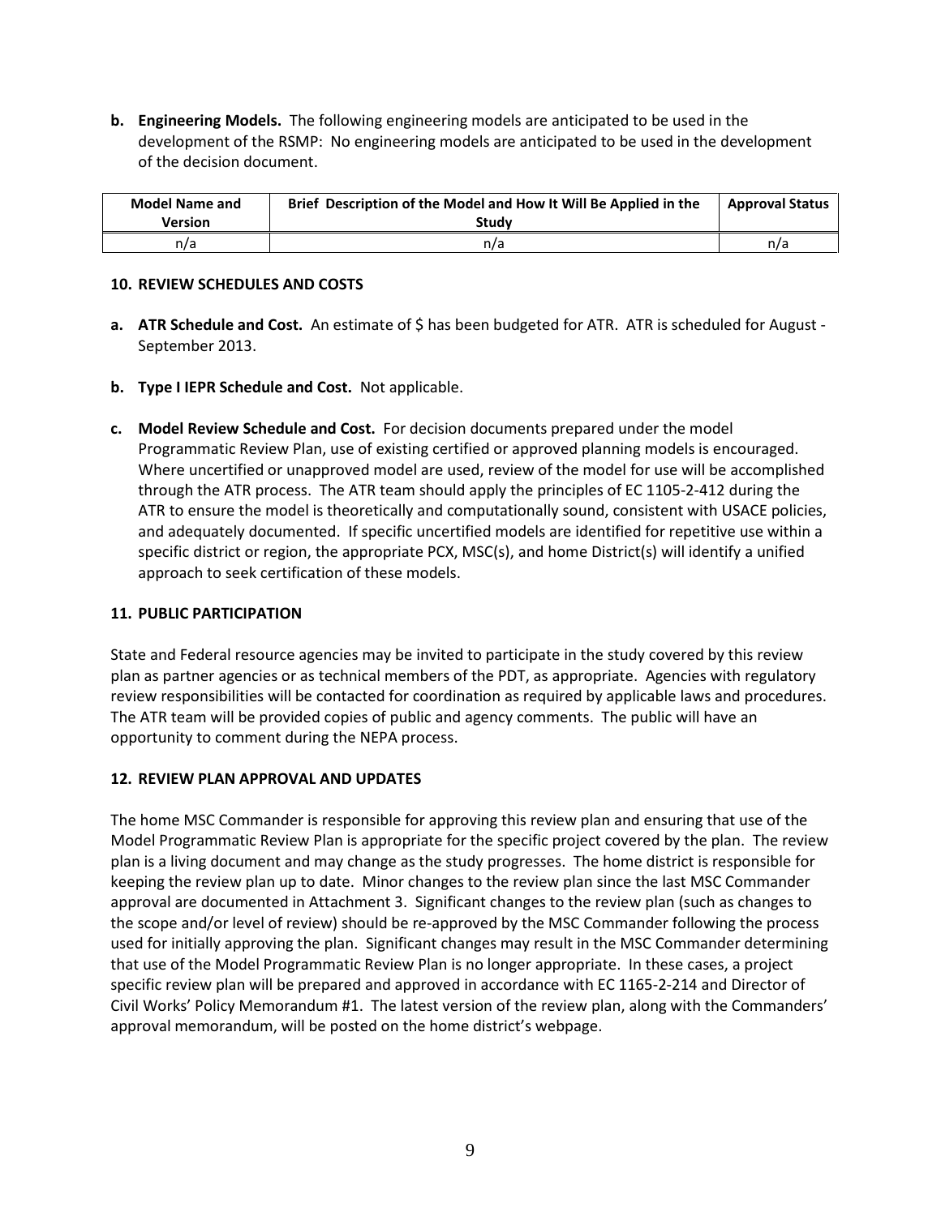**b. Engineering Models.** The following engineering models are anticipated to be used in the development of the RSMP: No engineering models are anticipated to be used in the development of the decision document.

| Model Name and Version | Brief Description of the Model and How It Will Be Applied in the Study | Approval Status |
|---|---|---|
| n/a | n/a | n/a |

**10. REVIEW SCHEDULES AND COSTS**

**a. ATR Schedule and Cost.** An estimate of $ has been budgeted for ATR. ATR is scheduled for August - September 2013.

**b. Type I IEPR Schedule and Cost.** Not applicable.

**c. Model Review Schedule and Cost.** For decision documents prepared under the model Programmatic Review Plan, use of existing certified or approved planning models is encouraged. Where uncertified or unapproved model are used, review of the model for use will be accomplished through the ATR process. The ATR team should apply the principles of EC 1105-2-412 during the ATR to ensure the model is theoretically and computationally sound, consistent with USACE policies, and adequately documented. If specific uncertified models are identified for repetitive use within a specific district or region, the appropriate PCX, MSC(s), and home District(s) will identify a unified approach to seek certification of these models.

**11. PUBLIC PARTICIPATION**

State and Federal resource agencies may be invited to participate in the study covered by this review plan as partner agencies or as technical members of the PDT, as appropriate. Agencies with regulatory review responsibilities will be contacted for coordination as required by applicable laws and procedures. The ATR team will be provided copies of public and agency comments. The public will have an opportunity to comment during the NEPA process.

**12. REVIEW PLAN APPROVAL AND UPDATES**

The home MSC Commander is responsible for approving this review plan and ensuring that use of the Model Programmatic Review Plan is appropriate for the specific project covered by the plan. The review plan is a living document and may change as the study progresses. The home district is responsible for keeping the review plan up to date. Minor changes to the review plan since the last MSC Commander approval are documented in Attachment 3. Significant changes to the review plan (such as changes to the scope and/or level of review) should be re-approved by the MSC Commander following the process used for initially approving the plan. Significant changes may result in the MSC Commander determining that use of the Model Programmatic Review Plan is no longer appropriate. In these cases, a project specific review plan will be prepared and approved in accordance with EC 1165-2-214 and Director of Civil Works' Policy Memorandum #1. The latest version of the review plan, along with the Commanders' approval memorandum, will be posted on the home district's webpage.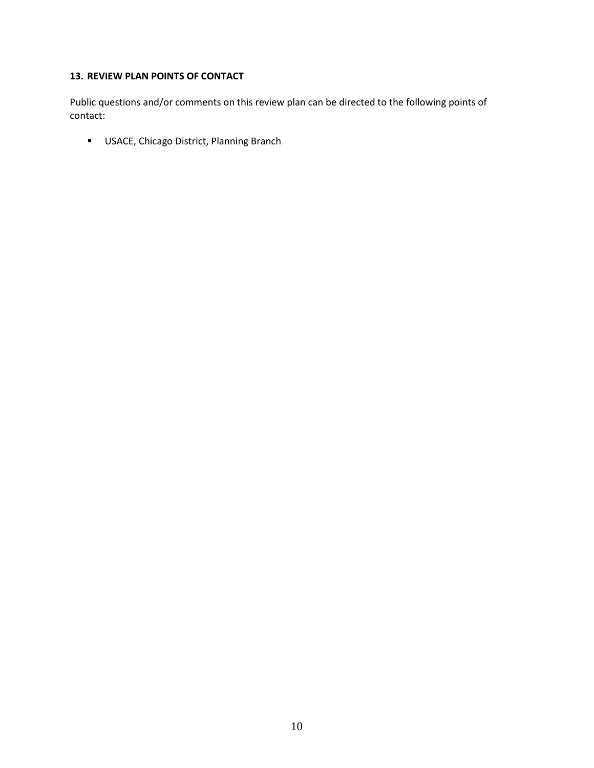## 13. REVIEW PLAN POINTS OF CONTACT

Public questions and/or comments on this review plan can be directed to the following points of contact:

- USACE, Chicago District, Planning Branch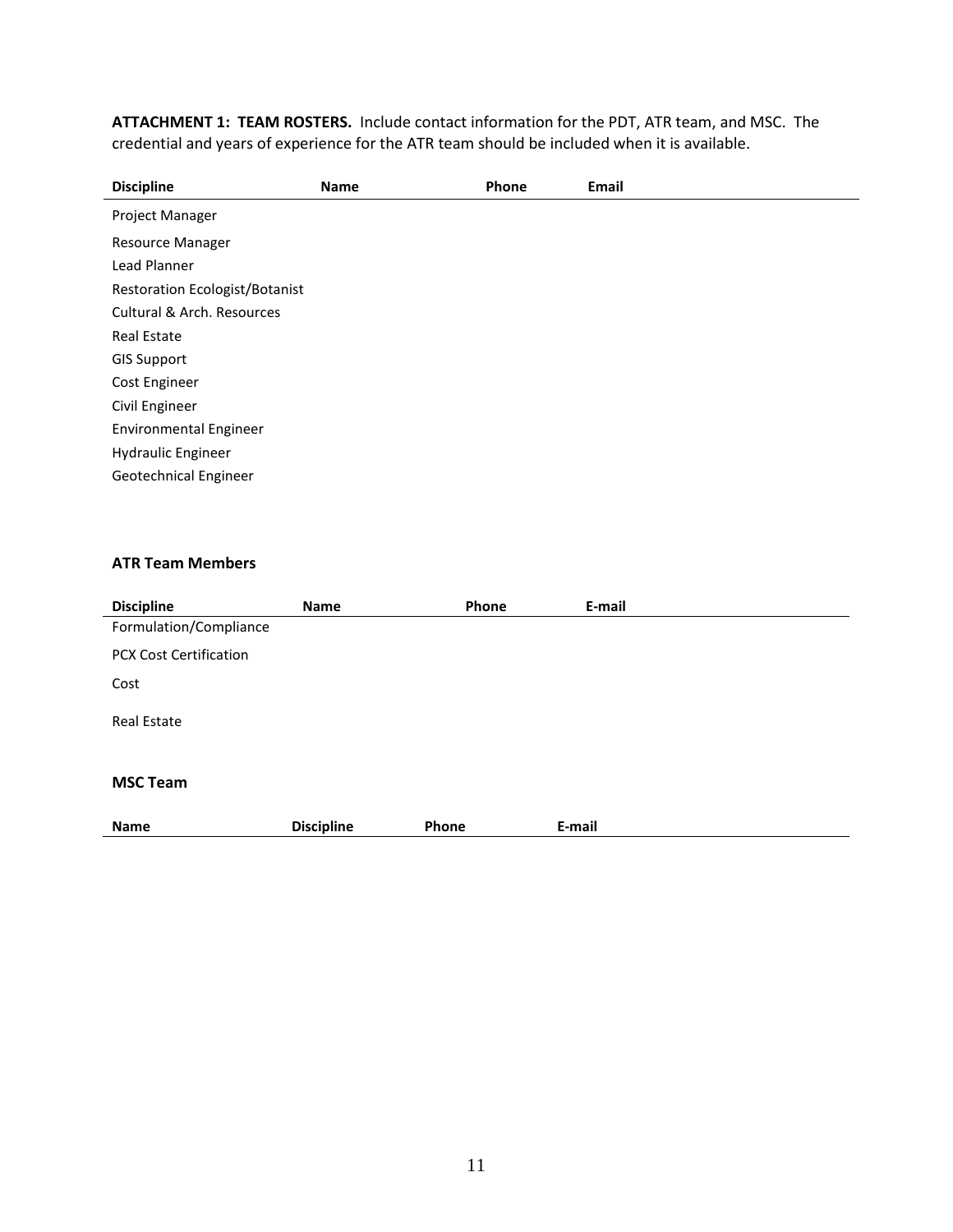**ATTACHMENT 1: TEAM ROSTERS.** Include contact information for the PDT, ATR team, and MSC. The credential and years of experience for the ATR team should be included when it is available.

| Discipline | Name | Phone | Email |
|---|---|---|---|
| Project Manager | | | |
| Resource Manager | | | |
| Lead Planner | | | |
| Restoration Ecologist/Botanist | | | |
| Cultural & Arch. Resources | | | |
| Real Estate | | | |
| GIS Support | | | |
| Cost Engineer | | | |
| Civil Engineer | | | |
| Environmental Engineer | | | |
| Hydraulic Engineer | | | |
| Geotechnical Engineer | | | |

**ATR Team Members**

| Discipline | Name | Phone | E-mail |
|---|---|---|---|
| Formulation/Compliance | | | |
| PCX Cost Certification | | | |
| Cost | | | |
| Real Estate | | | |

**MSC Team**

| Name | Discipline | Phone | E-mail |
|---|---|---|---|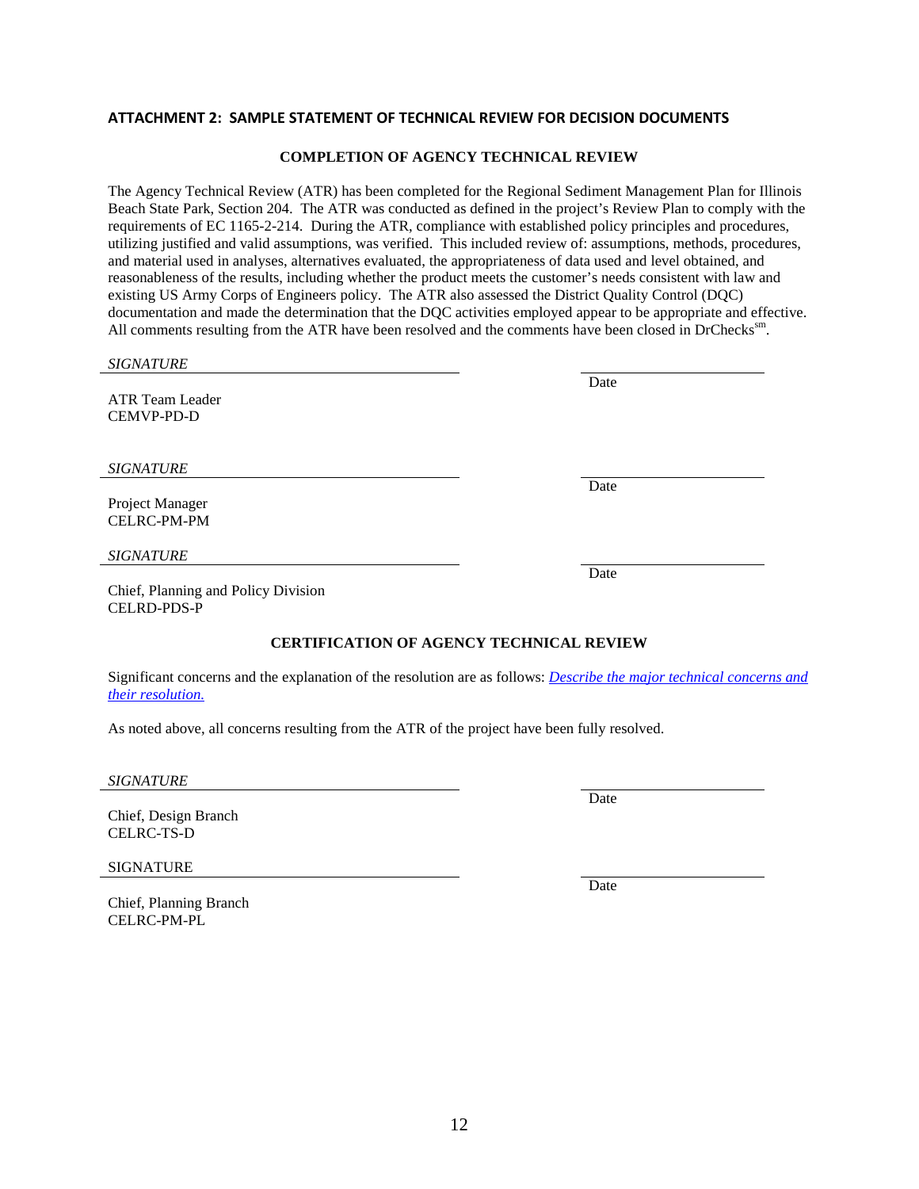## ATTACHMENT 2: SAMPLE STATEMENT OF TECHNICAL REVIEW FOR DECISION DOCUMENTS

### COMPLETION OF AGENCY TECHNICAL REVIEW

The Agency Technical Review (ATR) has been completed for the Regional Sediment Management Plan for Illinois Beach State Park, Section 204. The ATR was conducted as defined in the project's Review Plan to comply with the requirements of EC 1165-2-214. During the ATR, compliance with established policy principles and procedures, utilizing justified and valid assumptions, was verified. This included review of: assumptions, methods, procedures, and material used in analyses, alternatives evaluated, the appropriateness of data used and level obtained, and reasonableness of the results, including whether the product meets the customer's needs consistent with law and existing US Army Corps of Engineers policy. The ATR also assessed the District Quality Control (DQC) documentation and made the determination that the DQC activities employed appear to be appropriate and effective. All comments resulting from the ATR have been resolved and the comments have been closed in DrChecks[sm].

*SIGNATURE* \_\_\_\_\_\_\_\_\_\_\_\_\_\_\_\_\_\_\_\_\_\_\_\_\_\_\_\_ \_\_\_\_\_\_\_\_\_\_\_\_\_\_\_\_
Date

ATR Team Leader
CEMVP-PD-D

*SIGNATURE* \_\_\_\_\_\_\_\_\_\_\_\_\_\_\_\_\_\_\_\_\_\_\_\_\_\_\_\_ \_\_\_\_\_\_\_\_\_\_\_\_\_\_\_\_
Date

Project Manager
CELRC-PM-PM

*SIGNATURE* \_\_\_\_\_\_\_\_\_\_\_\_\_\_\_\_\_\_\_\_\_\_\_\_\_\_\_\_ \_\_\_\_\_\_\_\_\_\_\_\_\_\_\_\_
Date

Chief, Planning and Policy Division
CELRD-PDS-P

### CERTIFICATION OF AGENCY TECHNICAL REVIEW

Significant concerns and the explanation of the resolution are as follows: *Describe the major technical concerns and their resolution.*

As noted above, all concerns resulting from the ATR of the project have been fully resolved.

*SIGNATURE* \_\_\_\_\_\_\_\_\_\_\_\_\_\_\_\_\_\_\_\_\_\_\_\_\_\_\_\_ \_\_\_\_\_\_\_\_\_\_\_\_\_\_\_\_
Date

Chief, Design Branch
CELRC-TS-D

SIGNATURE \_\_\_\_\_\_\_\_\_\_\_\_\_\_\_\_\_\_\_\_\_\_\_\_\_\_\_\_ \_\_\_\_\_\_\_\_\_\_\_\_\_\_\_\_
Date

Chief, Planning Branch
CELRC-PM-PL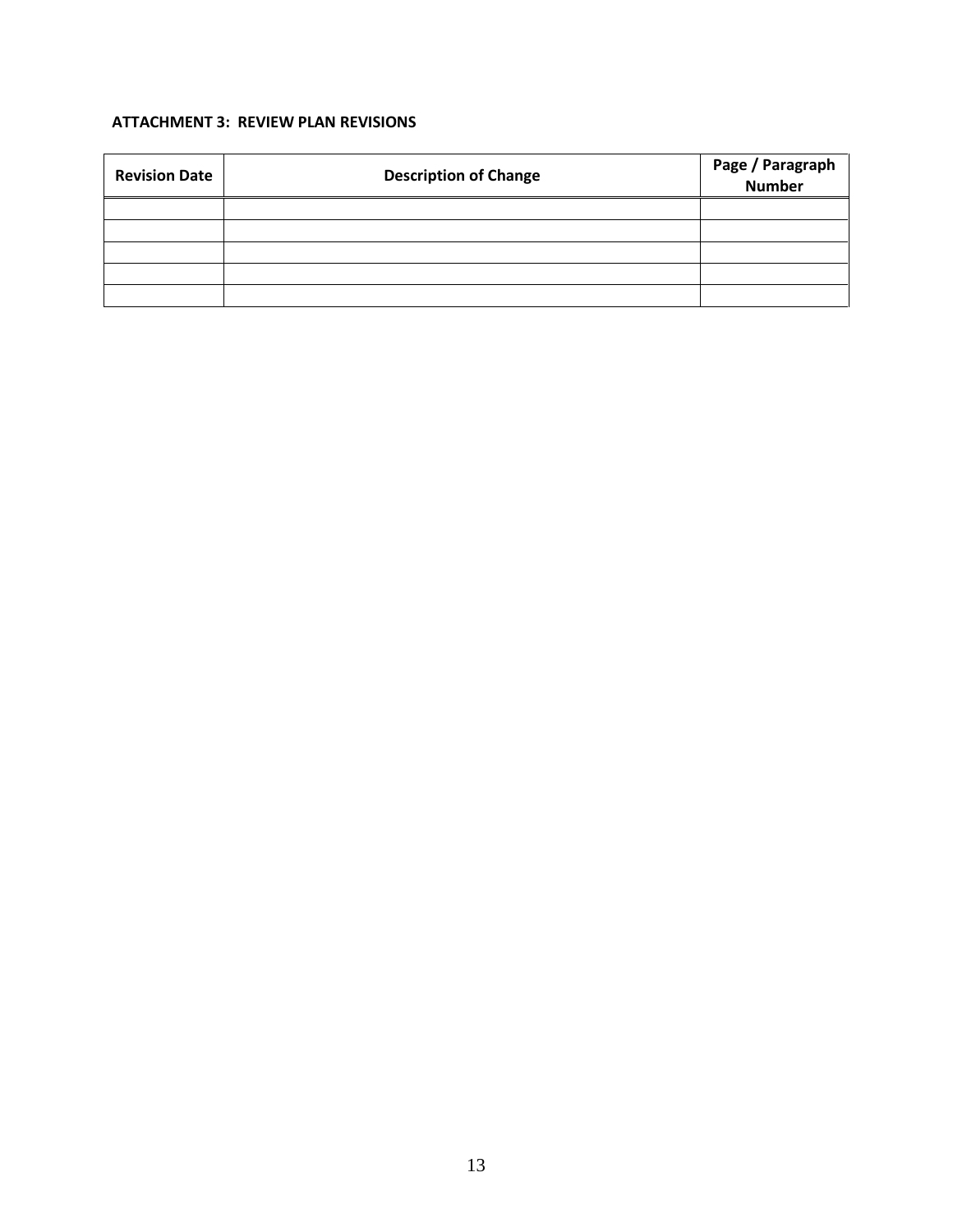**ATTACHMENT 3: REVIEW PLAN REVISIONS**

| Revision Date | Description of Change | Page / Paragraph Number |
| --- | --- | --- |
| | | |
| | | |
| | | |
| | | |
| | | |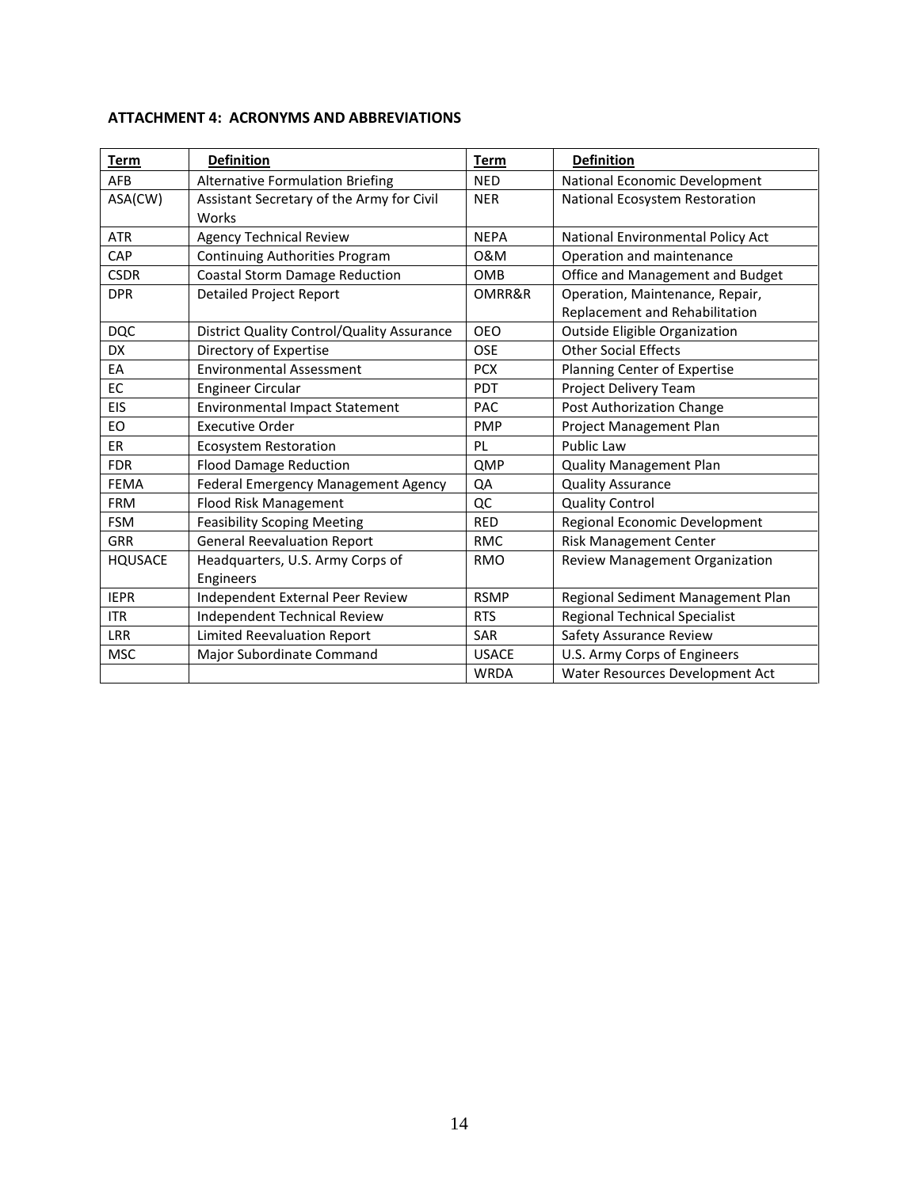**ATTACHMENT 4: ACRONYMS AND ABBREVIATIONS**

| Term | Definition | Term | Definition |
|---|---|---|---|
| AFB | Alternative Formulation Briefing | NED | National Economic Development |
| ASA(CW) | Assistant Secretary of the Army for Civil Works | NER | National Ecosystem Restoration |
| ATR | Agency Technical Review | NEPA | National Environmental Policy Act |
| CAP | Continuing Authorities Program | O&M | Operation and maintenance |
| CSDR | Coastal Storm Damage Reduction | OMB | Office and Management and Budget |
| DPR | Detailed Project Report | OMRR&R | Operation, Maintenance, Repair, Replacement and Rehabilitation |
| DQC | District Quality Control/Quality Assurance | OEO | Outside Eligible Organization |
| DX | Directory of Expertise | OSE | Other Social Effects |
| EA | Environmental Assessment | PCX | Planning Center of Expertise |
| EC | Engineer Circular | PDT | Project Delivery Team |
| EIS | Environmental Impact Statement | PAC | Post Authorization Change |
| EO | Executive Order | PMP | Project Management Plan |
| ER | Ecosystem Restoration | PL | Public Law |
| FDR | Flood Damage Reduction | QMP | Quality Management Plan |
| FEMA | Federal Emergency Management Agency | QA | Quality Assurance |
| FRM | Flood Risk Management | QC | Quality Control |
| FSM | Feasibility Scoping Meeting | RED | Regional Economic Development |
| GRR | General Reevaluation Report | RMC | Risk Management Center |
| HQUSACE | Headquarters, U.S. Army Corps of Engineers | RMO | Review Management Organization |
| IEPR | Independent External Peer Review | RSMP | Regional Sediment Management Plan |
| ITR | Independent Technical Review | RTS | Regional Technical Specialist |
| LRR | Limited Reevaluation Report | SAR | Safety Assurance Review |
| MSC | Major Subordinate Command | USACE | U.S. Army Corps of Engineers |
| | | WRDA | Water Resources Development Act |